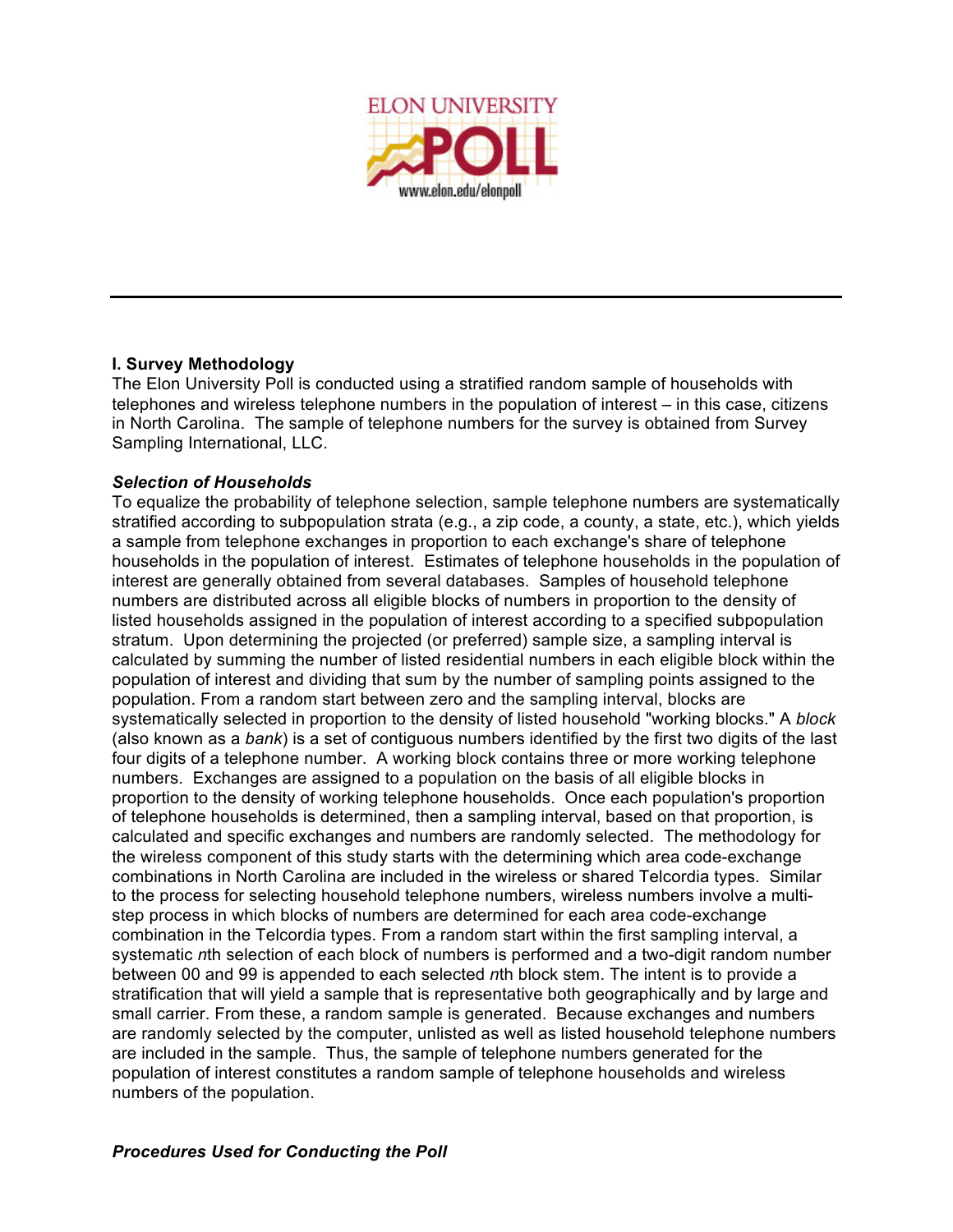## I. Survey Methodology

The Elon University Poll is conducted using a stratified random sample of households with telephones and wireless telephone numbers in the population of interest – in this case, citizens in North Carolina. The sample of telephone numbers for the survey is obtained from Survey Sampling International, LLC.

### *Selection of Households*

To equalize the probability of telephone selection, sample telephone numbers are systematically stratified according to subpopulation strata (e.g., a zip code, a county, a state, etc.), which yields a sample from telephone exchanges in proportion to each exchange's share of telephone households in the population of interest. Estimates of telephone households in the population of interest are generally obtained from several databases. Samples of household telephone numbers are distributed across all eligible blocks of numbers in proportion to the density of listed households assigned in the population of interest according to a specified subpopulation stratum. Upon determining the projected (or preferred) sample size, a sampling interval is calculated by summing the number of listed residential numbers in each eligible block within the population of interest and dividing that sum by the number of sampling points assigned to the population. From a random start between zero and the sampling interval, blocks are systematically selected in proportion to the density of listed household "working blocks." A *block* (also known as a *bank*) is a set of contiguous numbers identified by the first two digits of the last four digits of a telephone number. A working block contains three or more working telephone numbers. Exchanges are assigned to a population on the basis of all eligible blocks in proportion to the density of working telephone households. Once each population's proportion of telephone households is determined, then a sampling interval, based on that proportion, is calculated and specific exchanges and numbers are randomly selected. The methodology for the wireless component of this study starts with the determining which area code-exchange combinations in North Carolina are included in the wireless or shared Telcordia types. Similar to the process for selecting household telephone numbers, wireless numbers involve a multi-step process in which blocks of numbers are determined for each area code-exchange combination in the Telcordia types. From a random start within the first sampling interval, a systematic *n*th selection of each block of numbers is performed and a two-digit random number between 00 and 99 is appended to each selected *n*th block stem. The intent is to provide a stratification that will yield a sample that is representative both geographically and by large and small carrier. From these, a random sample is generated. Because exchanges and numbers are randomly selected by the computer, unlisted as well as listed household telephone numbers are included in the sample. Thus, the sample of telephone numbers generated for the population of interest constitutes a random sample of telephone households and wireless numbers of the population.

### *Procedures Used for Conducting the Poll*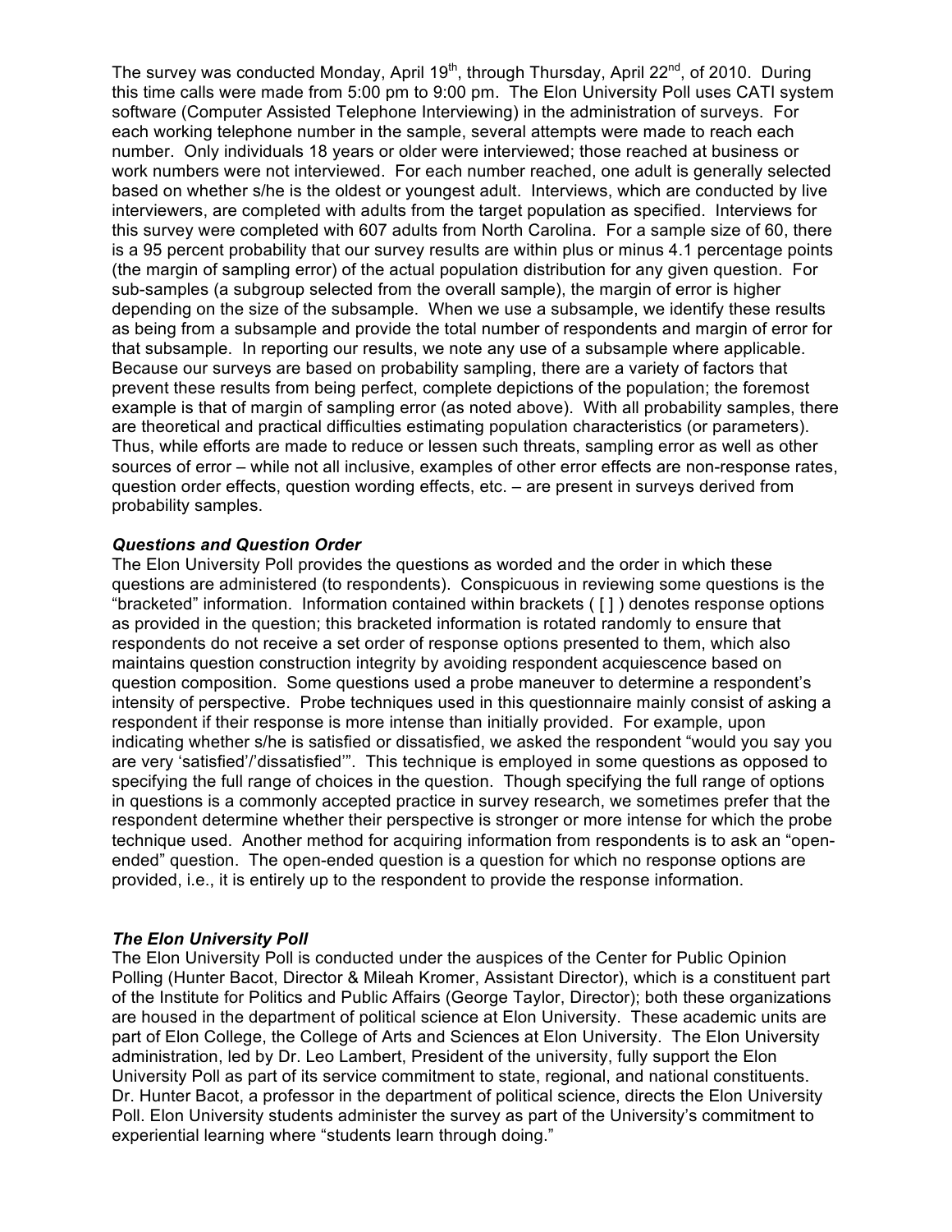The survey was conducted Monday, April 19th, through Thursday, April 22nd, of 2010. During this time calls were made from 5:00 pm to 9:00 pm. The Elon University Poll uses CATI system software (Computer Assisted Telephone Interviewing) in the administration of surveys. For each working telephone number in the sample, several attempts were made to reach each number. Only individuals 18 years or older were interviewed; those reached at business or work numbers were not interviewed. For each number reached, one adult is generally selected based on whether s/he is the oldest or youngest adult. Interviews, which are conducted by live interviewers, are completed with adults from the target population as specified. Interviews for this survey were completed with 607 adults from North Carolina. For a sample size of 60, there is a 95 percent probability that our survey results are within plus or minus 4.1 percentage points (the margin of sampling error) of the actual population distribution for any given question. For sub-samples (a subgroup selected from the overall sample), the margin of error is higher depending on the size of the subsample. When we use a subsample, we identify these results as being from a subsample and provide the total number of respondents and margin of error for that subsample. In reporting our results, we note any use of a subsample where applicable. Because our surveys are based on probability sampling, there are a variety of factors that prevent these results from being perfect, complete depictions of the population; the foremost example is that of margin of sampling error (as noted above). With all probability samples, there are theoretical and practical difficulties estimating population characteristics (or parameters). Thus, while efforts are made to reduce or lessen such threats, sampling error as well as other sources of error – while not all inclusive, examples of other error effects are non-response rates, question order effects, question wording effects, etc. – are present in surveys derived from probability samples.

### *Questions and Question Order*

The Elon University Poll provides the questions as worded and the order in which these questions are administered (to respondents). Conspicuous in reviewing some questions is the "bracketed" information. Information contained within brackets ( [ ] ) denotes response options as provided in the question; this bracketed information is rotated randomly to ensure that respondents do not receive a set order of response options presented to them, which also maintains question construction integrity by avoiding respondent acquiescence based on question composition. Some questions used a probe maneuver to determine a respondent's intensity of perspective. Probe techniques used in this questionnaire mainly consist of asking a respondent if their response is more intense than initially provided. For example, upon indicating whether s/he is satisfied or dissatisfied, we asked the respondent "would you say you are very 'satisfied'/'dissatisfied'". This technique is employed in some questions as opposed to specifying the full range of choices in the question. Though specifying the full range of options in questions is a commonly accepted practice in survey research, we sometimes prefer that the respondent determine whether their perspective is stronger or more intense for which the probe technique used. Another method for acquiring information from respondents is to ask an "open-ended" question. The open-ended question is a question for which no response options are provided, i.e., it is entirely up to the respondent to provide the response information.

### *The Elon University Poll*

The Elon University Poll is conducted under the auspices of the Center for Public Opinion Polling (Hunter Bacot, Director & Mileah Kromer, Assistant Director), which is a constituent part of the Institute for Politics and Public Affairs (George Taylor, Director); both these organizations are housed in the department of political science at Elon University. These academic units are part of Elon College, the College of Arts and Sciences at Elon University. The Elon University administration, led by Dr. Leo Lambert, President of the university, fully support the Elon University Poll as part of its service commitment to state, regional, and national constituents. Dr. Hunter Bacot, a professor in the department of political science, directs the Elon University Poll. Elon University students administer the survey as part of the University's commitment to experiential learning where "students learn through doing."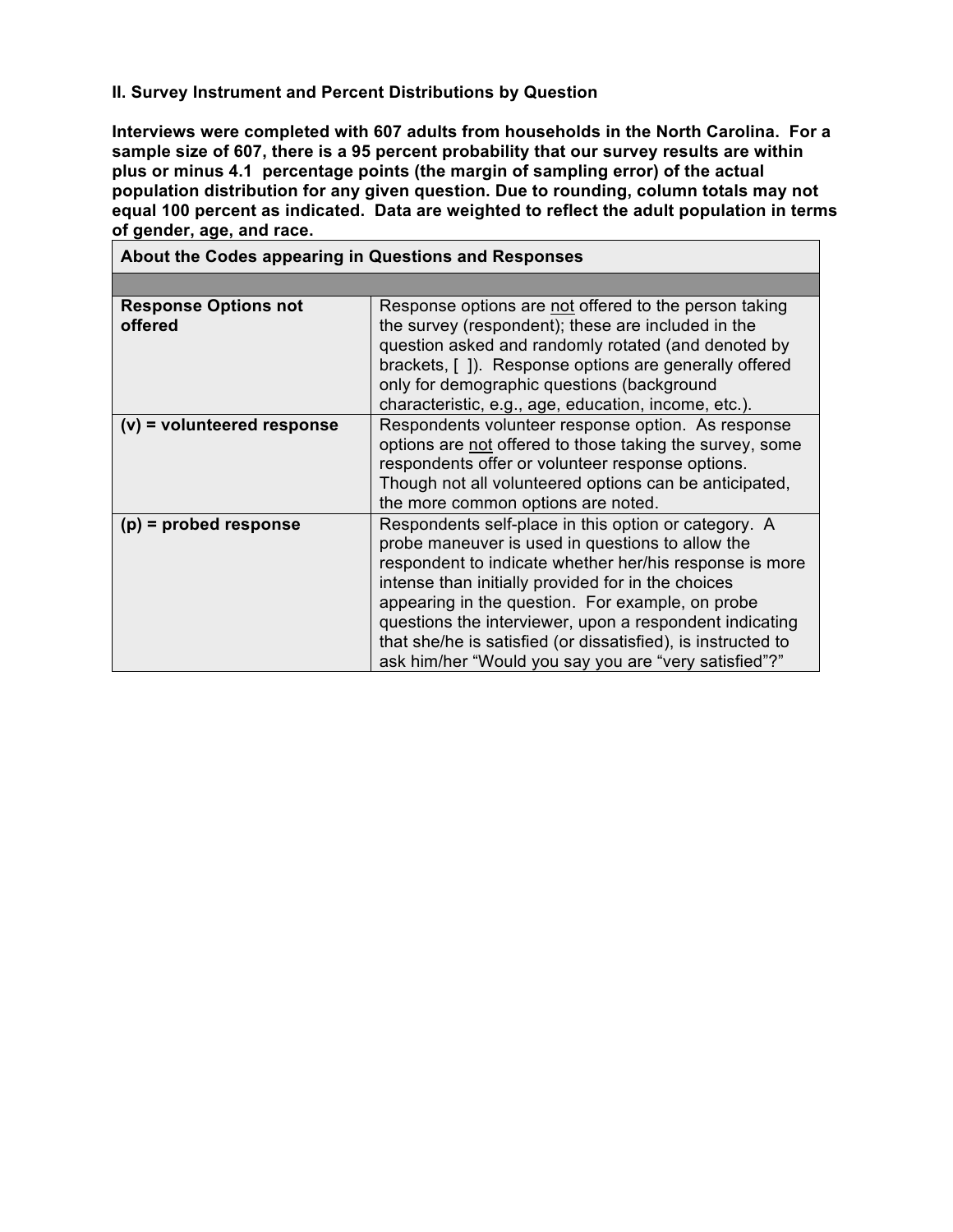## II. Survey Instrument and Percent Distributions by Question

**Interviews were completed with 607 adults from households in the North Carolina. For a sample size of 607, there is a 95 percent probability that our survey results are within plus or minus 4.1 percentage points (the margin of sampling error) of the actual population distribution for any given question. Due to rounding, column totals may not equal 100 percent as indicated. Data are weighted to reflect the adult population in terms of gender, age, and race.**

| About the Codes appearing in Questions and Responses | |
|---|---|
| | |
| **Response Options not offered** | Response options are not offered to the person taking the survey (respondent); these are included in the question asked and randomly rotated (and denoted by brackets, [ ]). Response options are generally offered only for demographic questions (background characteristic, e.g., age, education, income, etc.). |
| **(v) = volunteered response** | Respondents volunteer response option. As response options are not offered to those taking the survey, some respondents offer or volunteer response options. Though not all volunteered options can be anticipated, the more common options are noted. |
| **(p) = probed response** | Respondents self-place in this option or category. A probe maneuver is used in questions to allow the respondent to indicate whether her/his response is more intense than initially provided for in the choices appearing in the question. For example, on probe questions the interviewer, upon a respondent indicating that she/he is satisfied (or dissatisfied), is instructed to ask him/her "Would you say you are "very satisfied"?" |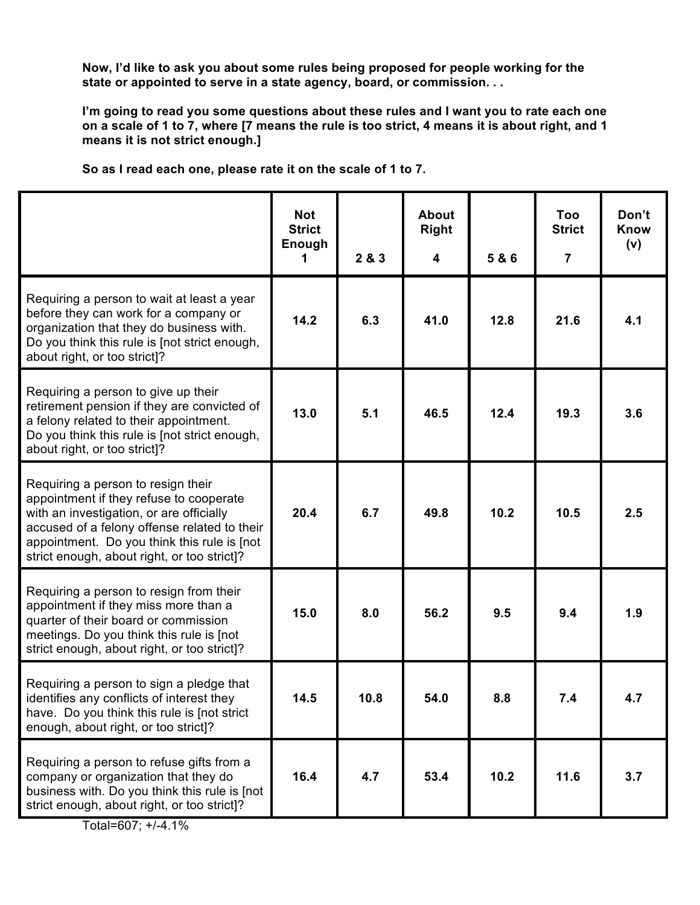**Now, I'd like to ask you about some rules being proposed for people working for the state or appointed to serve in a state agency, board, or commission. . .**

**I'm going to read you some questions about these rules and I want you to rate each one on a scale of 1 to 7, where [7 means the rule is too strict, 4 means it is about right, and 1 means it is not strict enough.]**

**So as I read each one, please rate it on the scale of 1 to 7.**

| | **Not Strict Enough 1** | **2 & 3** | **About Right 4** | **5 & 6** | **Too Strict 7** | **Don't Know (v)** |
|---|---|---|---|---|---|---|
| Requiring a person to wait at least a year before they can work for a company or organization that they do business with. Do you think this rule is [not strict enough, about right, or too strict]? | **14.2** | **6.3** | **41.0** | **12.8** | **21.6** | **4.1** |
| Requiring a person to give up their retirement pension if they are convicted of a felony related to their appointment. Do you think this rule is [not strict enough, about right, or too strict]? | **13.0** | **5.1** | **46.5** | **12.4** | **19.3** | **3.6** |
| Requiring a person to resign their appointment if they refuse to cooperate with an investigation, or are officially accused of a felony offense related to their appointment. Do you think this rule is [not strict enough, about right, or too strict]? | **20.4** | **6.7** | **49.8** | **10.2** | **10.5** | **2.5** |
| Requiring a person to resign from their appointment if they miss more than a quarter of their board or commission meetings. Do you think this rule is [not strict enough, about right, or too strict]? | **15.0** | **8.0** | **56.2** | **9.5** | **9.4** | **1.9** |
| Requiring a person to sign a pledge that identifies any conflicts of interest they have. Do you think this rule is [not strict enough, about right, or too strict]? | **14.5** | **10.8** | **54.0** | **8.8** | **7.4** | **4.7** |
| Requiring a person to refuse gifts from a company or organization that they do business with. Do you think this rule is [not strict enough, about right, or too strict]? | **16.4** | **4.7** | **53.4** | **10.2** | **11.6** | **3.7** |

Total=607; +/-4.1%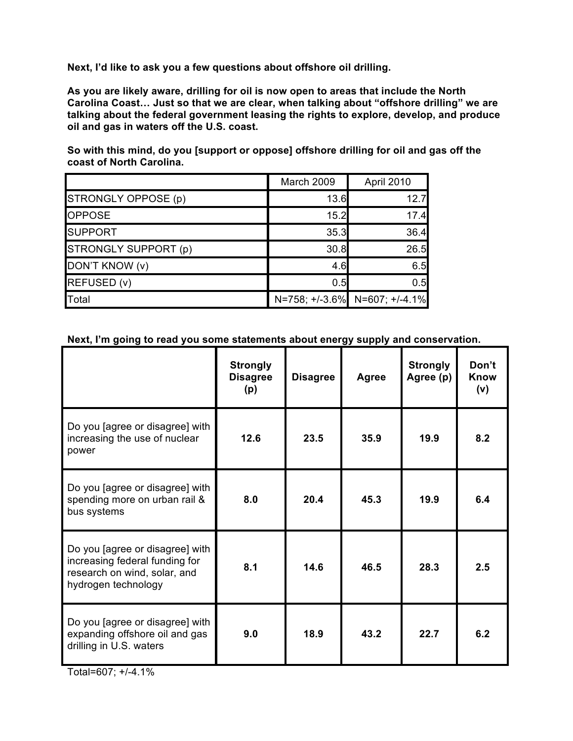**Next, I'd like to ask you a few questions about offshore oil drilling.**

**As you are likely aware, drilling for oil is now open to areas that include the North Carolina Coast… Just so that we are clear, when talking about "offshore drilling" we are talking about the federal government leasing the rights to explore, develop, and produce oil and gas in waters off the U.S. coast.**

**So with this mind, do you [support or oppose] offshore drilling for oil and gas off the coast of North Carolina.**

| | March 2009 | April 2010 |
|---|---|---|
| STRONGLY OPPOSE (p) | 13.6 | 12.7 |
| OPPOSE | 15.2 | 17.4 |
| SUPPORT | 35.3 | 36.4 |
| STRONGLY SUPPORT (p) | 30.8 | 26.5 |
| DON'T KNOW (v) | 4.6 | 6.5 |
| REFUSED (v) | 0.5 | 0.5 |
| Total | N=758; +/-3.6% | N=607; +/-4.1% |

**Next, I'm going to read you some statements about energy supply and conservation.**

| | **Strongly Disagree (p)** | **Disagree** | **Agree** | **Strongly Agree (p)** | **Don't Know (v)** |
|---|---|---|---|---|---|
| Do you [agree or disagree] with increasing the use of nuclear power | **12.6** | **23.5** | **35.9** | **19.9** | **8.2** |
| Do you [agree or disagree] with spending more on urban rail & bus systems | **8.0** | **20.4** | **45.3** | **19.9** | **6.4** |
| Do you [agree or disagree] with increasing federal funding for research on wind, solar, and hydrogen technology | **8.1** | **14.6** | **46.5** | **28.3** | **2.5** |
| Do you [agree or disagree] with expanding offshore oil and gas drilling in U.S. waters | **9.0** | **18.9** | **43.2** | **22.7** | **6.2** |

Total=607; +/-4.1%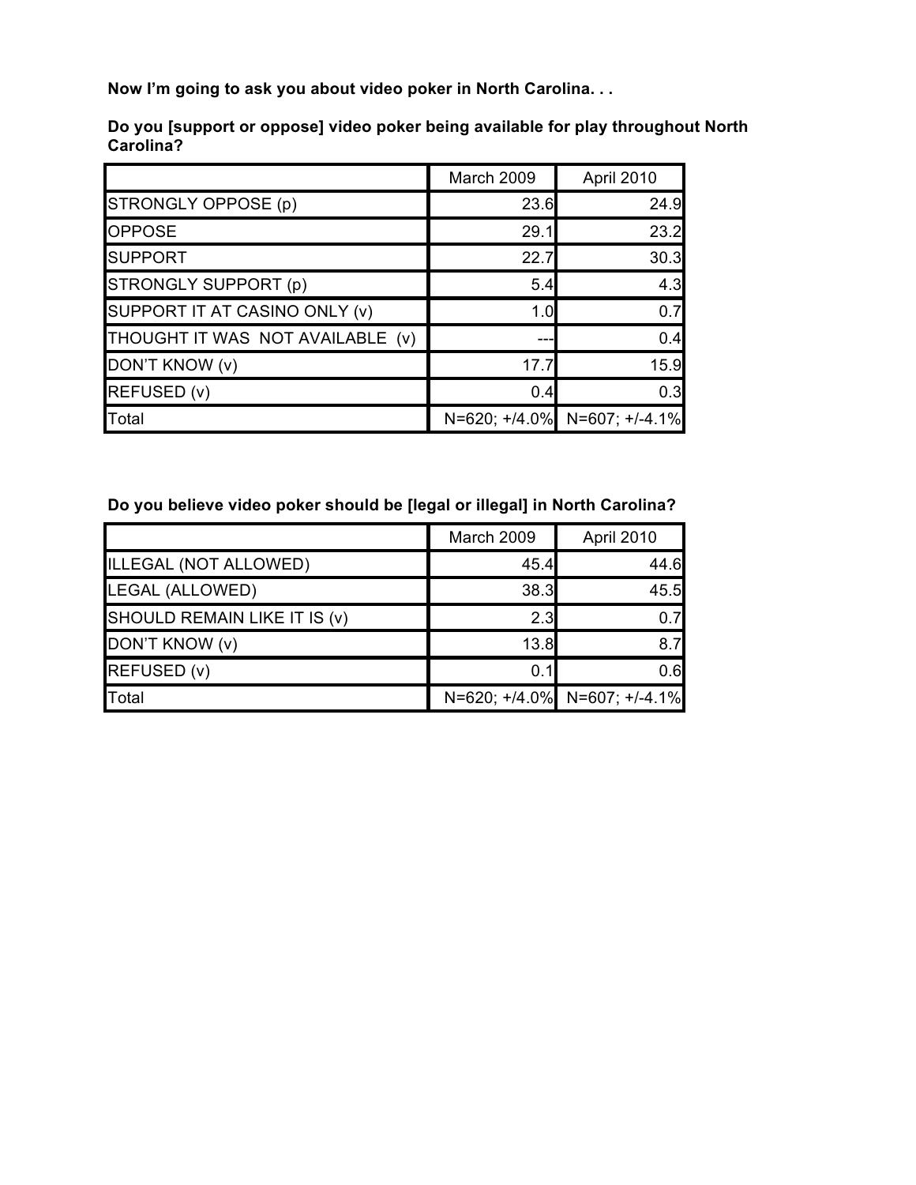**Now I'm going to ask you about video poker in North Carolina. . .**

**Do you [support or oppose] video poker being available for play throughout North Carolina?**

| | March 2009 | April 2010 |
|---|---|---|
| STRONGLY OPPOSE (p) | 23.6 | 24.9 |
| OPPOSE | 29.1 | 23.2 |
| SUPPORT | 22.7 | 30.3 |
| STRONGLY SUPPORT (p) | 5.4 | 4.3 |
| SUPPORT IT AT CASINO ONLY (v) | 1.0 | 0.7 |
| THOUGHT IT WAS NOT AVAILABLE (v) | --- | 0.4 |
| DON'T KNOW (v) | 17.7 | 15.9 |
| REFUSED (v) | 0.4 | 0.3 |
| Total | N=620; +/4.0% | N=607; +/-4.1% |

**Do you believe video poker should be [legal or illegal] in North Carolina?**

| | March 2009 | April 2010 |
|---|---|---|
| ILLEGAL (NOT ALLOWED) | 45.4 | 44.6 |
| LEGAL (ALLOWED) | 38.3 | 45.5 |
| SHOULD REMAIN LIKE IT IS (v) | 2.3 | 0.7 |
| DON'T KNOW (v) | 13.8 | 8.7 |
| REFUSED (v) | 0.1 | 0.6 |
| Total | N=620; +/4.0% | N=607; +/-4.1% |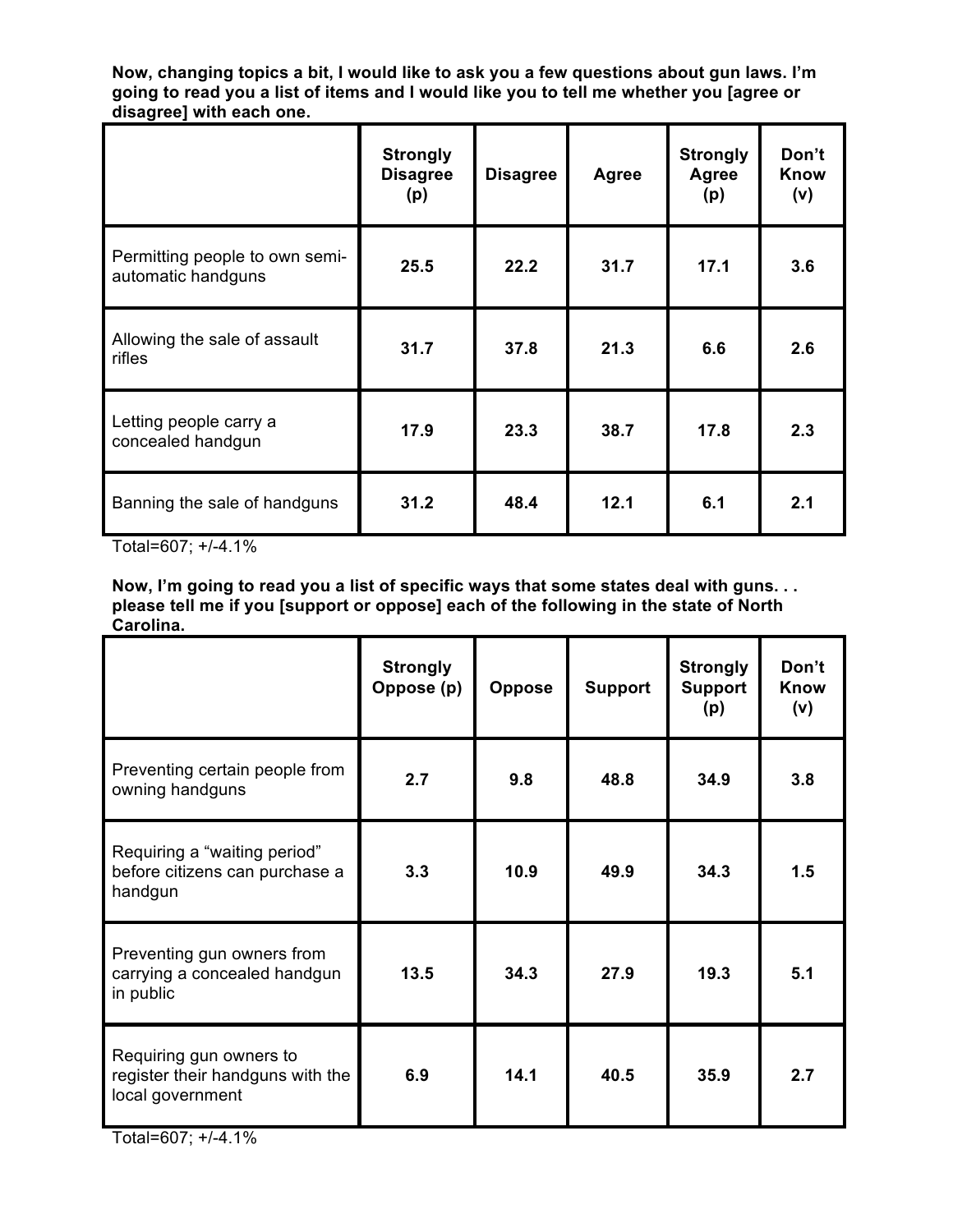**Now, changing topics a bit, I would like to ask you a few questions about gun laws. I'm going to read you a list of items and I would like you to tell me whether you [agree or disagree] with each one.**

| | Strongly Disagree (p) | Disagree | Agree | Strongly Agree (p) | Don't Know (v) |
|---|---|---|---|---|---|
| Permitting people to own semi-automatic handguns | **25.5** | **22.2** | **31.7** | **17.1** | **3.6** |
| Allowing the sale of assault rifles | **31.7** | **37.8** | **21.3** | **6.6** | **2.6** |
| Letting people carry a concealed handgun | **17.9** | **23.3** | **38.7** | **17.8** | **2.3** |
| Banning the sale of handguns | **31.2** | **48.4** | **12.1** | **6.1** | **2.1** |

Total=607; +/-4.1%

**Now, I'm going to read you a list of specific ways that some states deal with guns. . . please tell me if you [support or oppose] each of the following in the state of North Carolina.**

| | Strongly Oppose (p) | Oppose | Support | Strongly Support (p) | Don't Know (v) |
|---|---|---|---|---|---|
| Preventing certain people from owning handguns | **2.7** | **9.8** | **48.8** | **34.9** | **3.8** |
| Requiring a "waiting period" before citizens can purchase a handgun | **3.3** | **10.9** | **49.9** | **34.3** | **1.5** |
| Preventing gun owners from carrying a concealed handgun in public | **13.5** | **34.3** | **27.9** | **19.3** | **5.1** |
| Requiring gun owners to register their handguns with the local government | **6.9** | **14.1** | **40.5** | **35.9** | **2.7** |

Total=607; +/-4.1%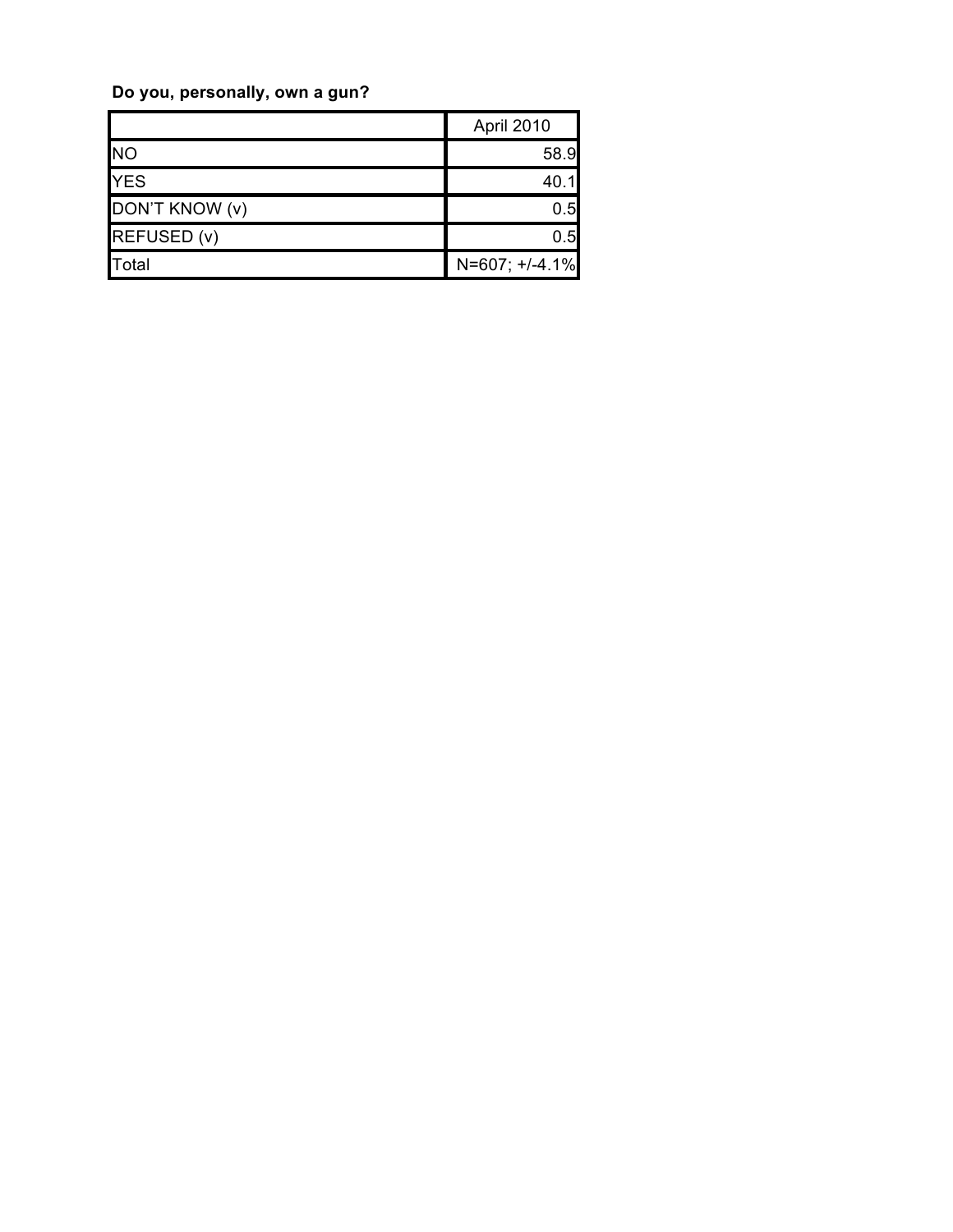**Do you, personally, own a gun?**

| | April 2010 |
|---|---|
| NO | 58.9 |
| YES | 40.1 |
| DON'T KNOW (v) | 0.5 |
| REFUSED (v) | 0.5 |
| Total | N=607; +/-4.1% |